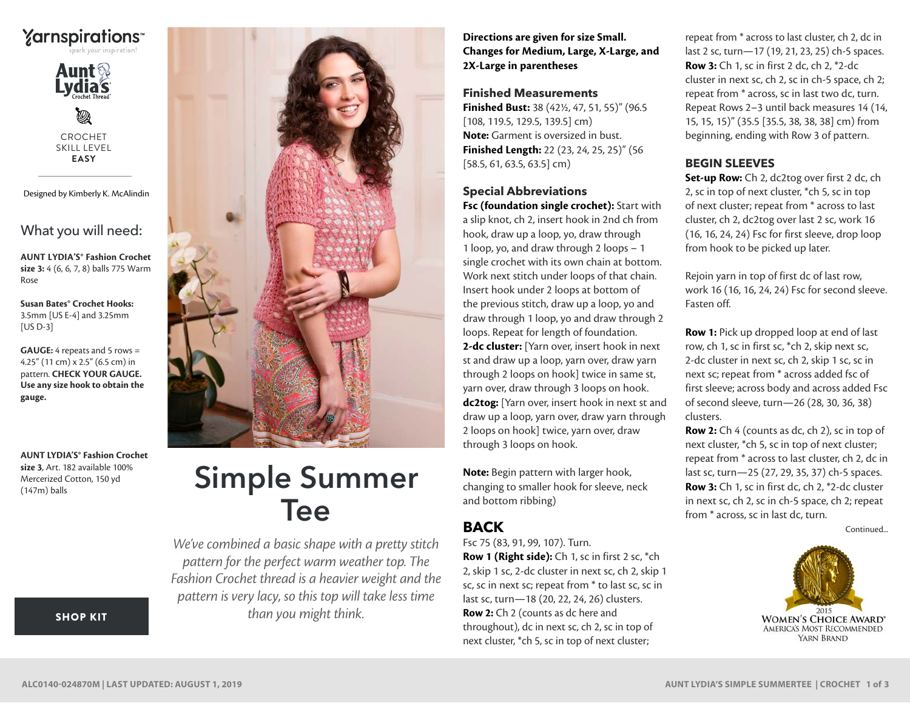Yarnspirations™
spark your inspiration!

Aunt Lydia's Crochet Thread

CROCHET
SKILL LEVEL
**EASY**

Designed by Kimberly K. McAlindin

## What you will need:

**AUNT LYDIA'S® Fashion Crochet size 3:** 4 (6, 6, 7, 8) balls 775 Warm Rose

**Susan Bates® Crochet Hooks:** 3.5mm [US E-4] and 3.25mm [US D-3]

**GAUGE:** 4 repeats and 5 rows = 4.25" (11 cm) x 2.5" (6.5 cm) in pattern. **CHECK YOUR GAUGE. Use any size hook to obtain the gauge.**

**AUNT LYDIA'S® Fashion Crochet size 3**, Art. 182 available 100% Mercerized Cotton, 150 yd (147m) balls

**SHOP KIT**

# Simple Summer Tee

*We've combined a basic shape with a pretty stitch pattern for the perfect warm weather top. The Fashion Crochet thread is a heavier weight and the pattern is very lacy, so this top will take less time than you might think.*

**Directions are given for size Small. Changes for Medium, Large, X-Large, and 2X-Large in parentheses**

### Finished Measurements

**Finished Bust:** 38 (42½, 47, 51, 55)" (96.5 [108, 119.5, 129.5, 139.5] cm)
**Note:** Garment is oversized in bust.
**Finished Length:** 22 (23, 24, 25, 25)" (56 [58.5, 61, 63.5, 63.5] cm)

### Special Abbreviations

**Fsc (foundation single crochet):** Start with a slip knot, ch 2, insert hook in 2nd ch from hook, draw up a loop, yo, draw through 1 loop, yo, and draw through 2 loops – 1 single crochet with its own chain at bottom. Work next stitch under loops of that chain. Insert hook under 2 loops at bottom of the previous stitch, draw up a loop, yo and draw through 1 loop, yo and draw through 2 loops. Repeat for length of foundation.
**2-dc cluster:** [Yarn over, insert hook in next st and draw up a loop, yarn over, draw yarn through 2 loops on hook] twice in same st, yarn over, draw through 3 loops on hook.
**dc2tog:** [Yarn over, insert hook in next st and draw up a loop, yarn over, draw yarn through 2 loops on hook] twice, yarn over, draw through 3 loops on hook.

**Note:** Begin pattern with larger hook, changing to smaller hook for sleeve, neck and bottom ribbing)

## BACK

Fsc 75 (83, 91, 99, 107). Turn.
**Row 1 (Right side):** Ch 1, sc in first 2 sc, *ch 2, skip 1 sc, 2-dc cluster in next sc, ch 2, skip 1 sc, sc in next sc; repeat from * to last sc, sc in last sc, turn—18 (20, 22, 24, 26) clusters.
**Row 2:** Ch 2 (counts as dc here and throughout), dc in next sc, ch 2, sc in top of next cluster, *ch 5, sc in top of next cluster; repeat from * across to last cluster, ch 2, dc in last 2 sc, turn—17 (19, 21, 23, 25) ch-5 spaces.
**Row 3:** Ch 1, sc in first 2 dc, ch 2, *2-dc cluster in next sc, ch 2, sc in ch-5 space, ch 2; repeat from * across, sc in last two dc, turn.
Repeat Rows 2–3 until back measures 14 (14, 15, 15, 15)" (35.5 [35.5, 38, 38, 38] cm) from beginning, ending with Row 3 of pattern.

### BEGIN SLEEVES

**Set-up Row:** Ch 2, dc2tog over first 2 dc, ch 2, sc in top of next cluster, *ch 5, sc in top of next cluster; repeat from * across to last cluster, ch 2, dc2tog over last 2 sc, work 16 (16, 16, 24, 24) Fsc for first sleeve, drop loop from hook to be picked up later.

Rejoin yarn in top of first dc of last row, work 16 (16, 16, 24, 24) Fsc for second sleeve. Fasten off.

**Row 1:** Pick up dropped loop at end of last row, ch 1, sc in first sc, *ch 2, skip next sc, 2-dc cluster in next sc, ch 2, skip 1 sc, sc in next sc; repeat from * across added fsc of first sleeve; across body and across added Fsc of second sleeve, turn—26 (28, 30, 36, 38) clusters.
**Row 2:** Ch 4 (counts as dc, ch 2), sc in top of next cluster, *ch 5, sc in top of next cluster; repeat from * across to last cluster, ch 2, dc in last sc, turn—25 (27, 29, 35, 37) ch-5 spaces.
**Row 3:** Ch 1, sc in first dc, ch 2, *2-dc cluster in next sc, ch 2, sc in ch-5 space, ch 2; repeat from * across, sc in last dc, turn.

Continued...

2015 WOMEN'S CHOICE AWARD® AMERICA'S MOST RECOMMENDED YARN BRAND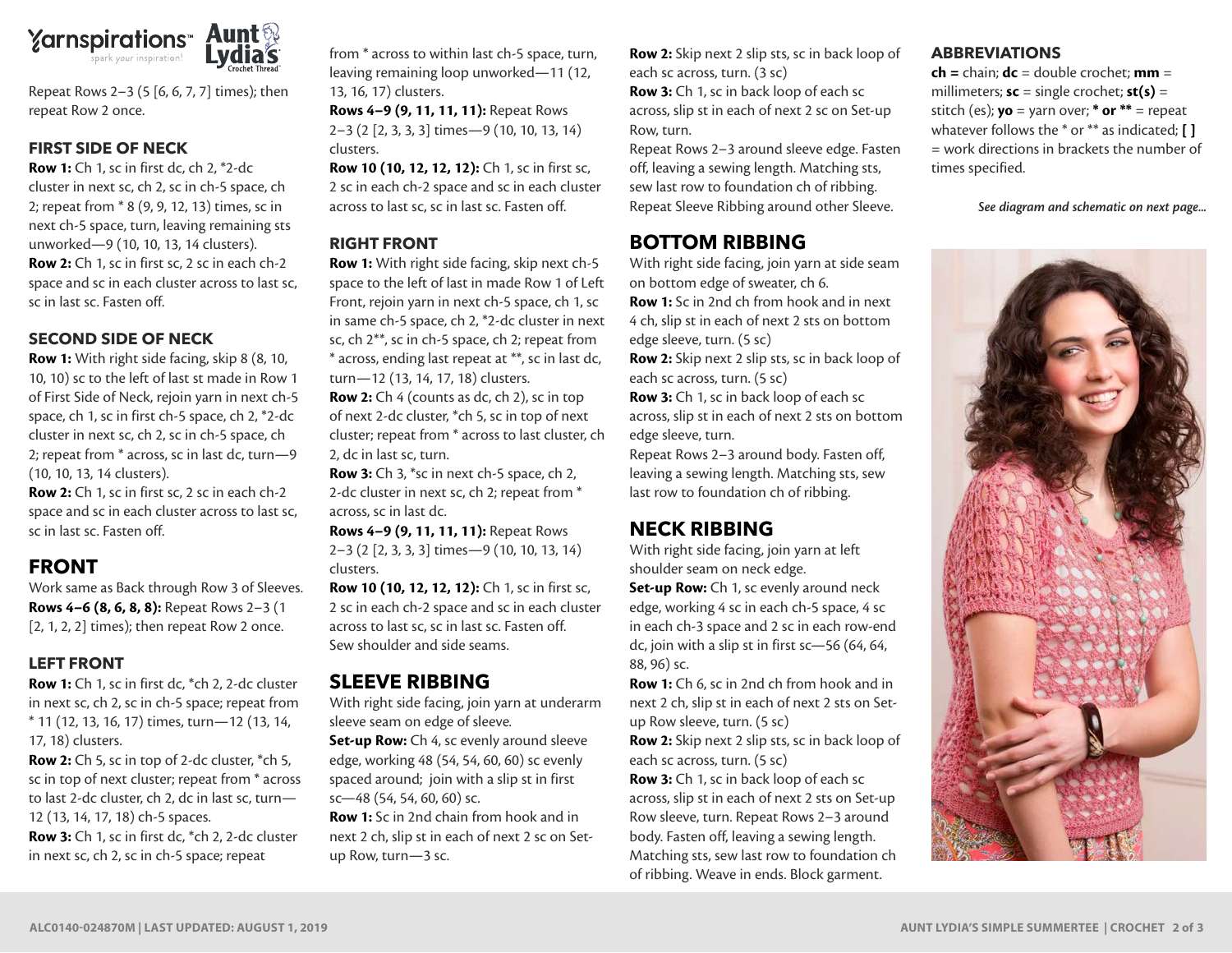Repeat Rows 2–3 (5 [6, 6, 7, 7] times); then repeat Row 2 once.

### FIRST SIDE OF NECK

**Row 1:** Ch 1, sc in first dc, ch 2, *2-dc cluster in next sc, ch 2, sc in ch-5 space, ch 2; repeat from * 8 (9, 9, 12, 13) times, sc in next ch-5 space, turn, leaving remaining sts unworked—9 (10, 10, 13, 14 clusters).

**Row 2:** Ch 1, sc in first sc, 2 sc in each ch-2 space and sc in each cluster across to last sc, sc in last sc. Fasten off.

### SECOND SIDE OF NECK

**Row 1:** With right side facing, skip 8 (8, 10, 10, 10) sc to the left of last st made in Row 1 of First Side of Neck, rejoin yarn in next ch-5 space, ch 1, sc in first ch-5 space, ch 2, *2-dc cluster in next sc, ch 2, sc in ch-5 space, ch 2; repeat from * across, sc in last dc, turn—9 (10, 10, 13, 14 clusters).

**Row 2:** Ch 1, sc in first sc, 2 sc in each ch-2 space and sc in each cluster across to last sc, sc in last sc. Fasten off.

## FRONT

Work same as Back through Row 3 of Sleeves.

**Rows 4–6 (8, 6, 8, 8):** Repeat Rows 2–3 (1 [2, 1, 2, 2] times); then repeat Row 2 once.

### LEFT FRONT

**Row 1:** Ch 1, sc in first dc, *ch 2, 2-dc cluster in next sc, ch 2, sc in ch-5 space; repeat from * 11 (12, 13, 16, 17) times, turn—12 (13, 14, 17, 18) clusters.

**Row 2:** Ch 5, sc in top of 2-dc cluster, *ch 5, sc in top of next cluster; repeat from * across to last 2-dc cluster, ch 2, dc in last sc, turn—12 (13, 14, 17, 18) ch-5 spaces.

**Row 3:** Ch 1, sc in first dc, *ch 2, 2-dc cluster in next sc, ch 2, sc in ch-5 space; repeat from * across to within last ch-5 space, turn, leaving remaining loop unworked—11 (12, 13, 16, 17) clusters.

**Rows 4–9 (9, 11, 11, 11):** Repeat Rows 2–3 (2 [2, 3, 3, 3] times—9 (10, 10, 13, 14) clusters.

**Row 10 (10, 12, 12, 12):** Ch 1, sc in first sc, 2 sc in each ch-2 space and sc in each cluster across to last sc, sc in last sc. Fasten off.

### RIGHT FRONT

**Row 1:** With right side facing, skip next ch-5 space to the left of last in made Row 1 of Left Front, rejoin yarn in next ch-5 space, ch 1, sc in same ch-5 space, ch 2, *2-dc cluster in next sc, ch 2**, sc in ch-5 space, ch 2; repeat from * across, ending last repeat at **, sc in last dc, turn—12 (13, 14, 17, 18) clusters.

**Row 2:** Ch 4 (counts as dc, ch 2), sc in top of next 2-dc cluster, *ch 5, sc in top of next cluster; repeat from * across to last cluster, ch 2, dc in last sc, turn.

**Row 3:** Ch 3, *sc in next ch-5 space, ch 2, 2-dc cluster in next sc, ch 2; repeat from * across, sc in last dc.

**Rows 4–9 (9, 11, 11, 11):** Repeat Rows 2–3 (2 [2, 3, 3, 3] times—9 (10, 10, 13, 14) clusters.

**Row 10 (10, 12, 12, 12):** Ch 1, sc in first sc, 2 sc in each ch-2 space and sc in each cluster across to last sc, sc in last sc. Fasten off.

Sew shoulder and side seams.

## SLEEVE RIBBING

With right side facing, join yarn at underarm sleeve seam on edge of sleeve.

**Set-up Row:** Ch 4, sc evenly around sleeve edge, working 48 (54, 54, 60, 60) sc evenly spaced around; join with a slip st in first sc—48 (54, 54, 60, 60) sc.

**Row 1:** Sc in 2nd chain from hook and in next 2 ch, slip st in each of next 2 sc on Set-up Row, turn—3 sc.

**Row 2:** Skip next 2 slip sts, sc in back loop of each sc across, turn. (3 sc)

**Row 3:** Ch 1, sc in back loop of each sc across, slip st in each of next 2 sc on Set-up Row, turn.

Repeat Rows 2–3 around sleeve edge. Fasten off, leaving a sewing length. Matching sts, sew last row to foundation ch of ribbing. Repeat Sleeve Ribbing around other Sleeve.

## BOTTOM RIBBING

With right side facing, join yarn at side seam on bottom edge of sweater, ch 6.

**Row 1:** Sc in 2nd ch from hook and in next 4 ch, slip st in each of next 2 sts on bottom edge sleeve, turn. (5 sc)

**Row 2:** Skip next 2 slip sts, sc in back loop of each sc across, turn. (5 sc)

**Row 3:** Ch 1, sc in back loop of each sc across, slip st in each of next 2 sts on bottom edge sleeve, turn.

Repeat Rows 2–3 around body. Fasten off, leaving a sewing length. Matching sts, sew last row to foundation ch of ribbing.

## NECK RIBBING

With right side facing, join yarn at left shoulder seam on neck edge.

**Set-up Row:** Ch 1, sc evenly around neck edge, working 4 sc in each ch-5 space, 4 sc in each ch-3 space and 2 sc in each row-end dc, join with a slip st in first sc—56 (64, 64, 88, 96) sc.

**Row 1:** Ch 6, sc in 2nd ch from hook and in next 2 ch, slip st in each of next 2 sts on Set-up Row sleeve, turn. (5 sc)

**Row 2:** Skip next 2 slip sts, sc in back loop of each sc across, turn. (5 sc)

**Row 3:** Ch 1, sc in back loop of each sc across, slip st in each of next 2 sts on Set-up Row sleeve, turn. Repeat Rows 2–3 around body. Fasten off, leaving a sewing length. Matching sts, sew last row to foundation ch of ribbing. Weave in ends. Block garment.

### ABBREVIATIONS

**ch =** chain; **dc** = double crochet; **mm** = millimeters; **sc** = single crochet; **st(s)** = stitch (es); **yo** = yarn over; *** or **** = repeat whatever follows the * or ** as indicated; **[ ]** = work directions in brackets the number of times specified.

***See diagram and schematic on next page...***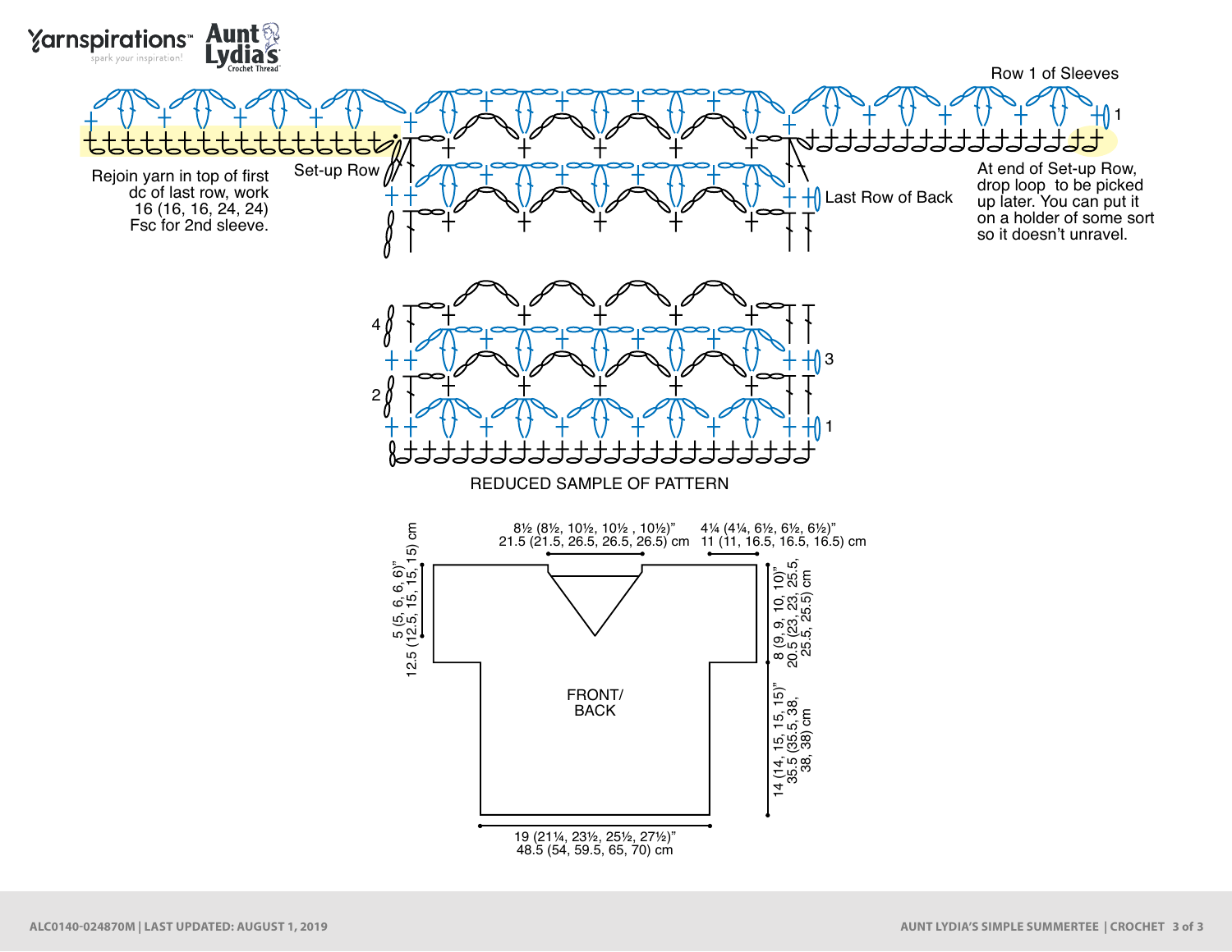Row 1 of Sleeves

1

Rejoin yarn in top of first dc of last row, work 16 (16, 16, 24, 24) Fsc for 2nd sleeve.

Set-up Row

Last Row of Back

At end of Set-up Row, drop loop to be picked up later. You can put it on a holder of some sort so it doesn't unravel.

4

3

2

1

REDUCED SAMPLE OF PATTERN

8½ (8½, 10½, 10½ , 10½)"
21.5 (21.5, 26.5, 26.5, 26.5) cm

4¼ (4¼, 6½, 6½, 6½)"
11 (11, 16.5, 16.5, 16.5) cm

5 (5, 6, 6, 6)"
12.5 (12.5, 15, 15, 15) cm

8 (9, 9, 10, 10)"
20.5 (23, 23, 25.5, 25.5) cm

14 (14, 15, 15, 15)"
35.5 (35.5, 38, 38, 38) cm

FRONT/
BACK

19 (21¼, 23½, 25½, 27½)"
48.5 (54, 59.5, 65, 70) cm